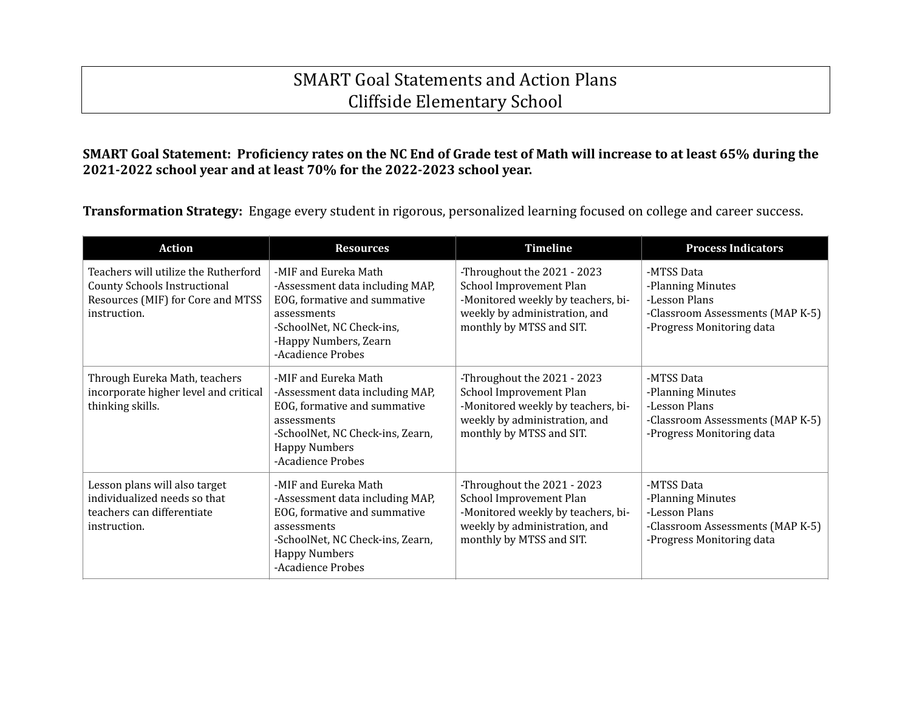# SMART Goal Statements and Action Plans
# Cliffside Elementary School

**SMART Goal Statement: Proficiency rates on the NC End of Grade test of Math will increase to at least 65% during the 2021-2022 school year and at least 70% for the 2022-2023 school year.**

**Transformation Strategy:** Engage every student in rigorous, personalized learning focused on college and career success.

| Action | Resources | Timeline | Process Indicators |
|---|---|---|---|
| Teachers will utilize the Rutherford County Schools Instructional Resources (MIF) for Core and MTSS instruction. | -MIF and Eureka Math<br>-Assessment data including MAP, EOG, formative and summative assessments<br>-SchoolNet, NC Check-ins,<br>-Happy Numbers, Zearn<br>-Acadience Probes | -Throughout the 2021 - 2023 School Improvement Plan<br>-Monitored weekly by teachers, bi-weekly by administration, and monthly by MTSS and SIT. | -MTSS Data<br>-Planning Minutes<br>-Lesson Plans<br>-Classroom Assessments (MAP K-5)<br>-Progress Monitoring data |
| Through Eureka Math, teachers incorporate higher level and critical thinking skills. | -MIF and Eureka Math<br>-Assessment data including MAP, EOG, formative and summative assessments<br>-SchoolNet, NC Check-ins, Zearn, Happy Numbers<br>-Acadience Probes | -Throughout the 2021 - 2023 School Improvement Plan<br>-Monitored weekly by teachers, bi-weekly by administration, and monthly by MTSS and SIT. | -MTSS Data<br>-Planning Minutes<br>-Lesson Plans<br>-Classroom Assessments (MAP K-5)<br>-Progress Monitoring data |
| Lesson plans will also target individualized needs so that teachers can differentiate instruction. | -MIF and Eureka Math<br>-Assessment data including MAP, EOG, formative and summative assessments<br>-SchoolNet, NC Check-ins, Zearn, Happy Numbers<br>-Acadience Probes | -Throughout the 2021 - 2023 School Improvement Plan<br>-Monitored weekly by teachers, bi-weekly by administration, and monthly by MTSS and SIT. | -MTSS Data<br>-Planning Minutes<br>-Lesson Plans<br>-Classroom Assessments (MAP K-5)<br>-Progress Monitoring data |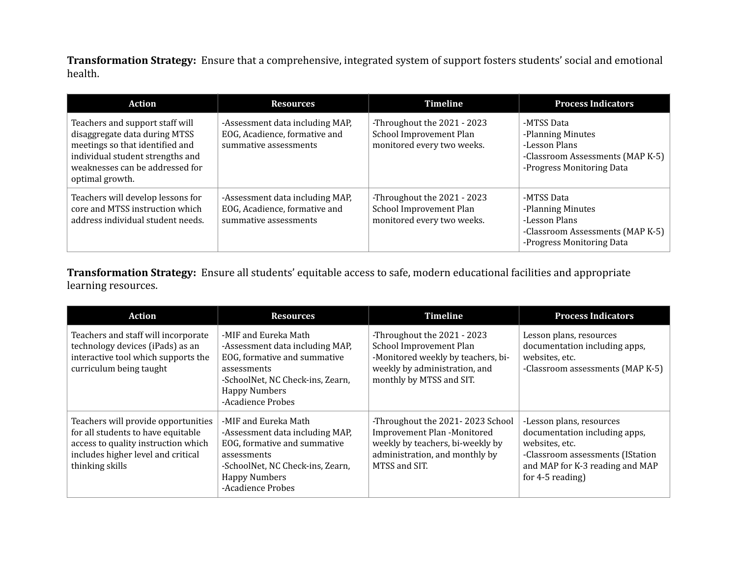**Transformation Strategy:** Ensure that a comprehensive, integrated system of support fosters students' social and emotional health.

| Action | Resources | Timeline | Process Indicators |
| --- | --- | --- | --- |
| Teachers and support staff will disaggregate data during MTSS meetings so that identified and individual student strengths and weaknesses can be addressed for optimal growth. | -Assessment data including MAP, EOG, Acadience, formative and summative assessments | -Throughout the 2021 - 2023 School Improvement Plan monitored every two weeks. | -MTSS Data<br>-Planning Minutes<br>-Lesson Plans<br>-Classroom Assessments (MAP K-5)<br>-Progress Monitoring Data |
| Teachers will develop lessons for core and MTSS instruction which address individual student needs. | -Assessment data including MAP, EOG, Acadience, formative and summative assessments | -Throughout the 2021 - 2023 School Improvement Plan monitored every two weeks. | -MTSS Data<br>-Planning Minutes<br>-Lesson Plans<br>-Classroom Assessments (MAP K-5)<br>-Progress Monitoring Data |

**Transformation Strategy:** Ensure all students' equitable access to safe, modern educational facilities and appropriate learning resources.

| Action | Resources | Timeline | Process Indicators |
| --- | --- | --- | --- |
| Teachers and staff will incorporate technology devices (iPads) as an interactive tool which supports the curriculum being taught | -MIF and Eureka Math<br>-Assessment data including MAP, EOG, formative and summative assessments<br>-SchoolNet, NC Check-ins, Zearn, Happy Numbers<br>-Acadience Probes | -Throughout the 2021 - 2023 School Improvement Plan<br>-Monitored weekly by teachers, bi-weekly by administration, and monthly by MTSS and SIT. | Lesson plans, resources documentation including apps, websites, etc.<br>-Classroom assessments (MAP K-5) |
| Teachers will provide opportunities for all students to have equitable access to quality instruction which includes higher level and critical thinking skills | -MIF and Eureka Math<br>-Assessment data including MAP, EOG, formative and summative assessments<br>-SchoolNet, NC Check-ins, Zearn, Happy Numbers<br>-Acadience Probes | -Throughout the 2021- 2023 School Improvement Plan -Monitored weekly by teachers, bi-weekly by administration, and monthly by MTSS and SIT. | -Lesson plans, resources documentation including apps, websites, etc.<br>-Classroom assessments (IStation and MAP for K-3 reading and MAP for 4-5 reading) |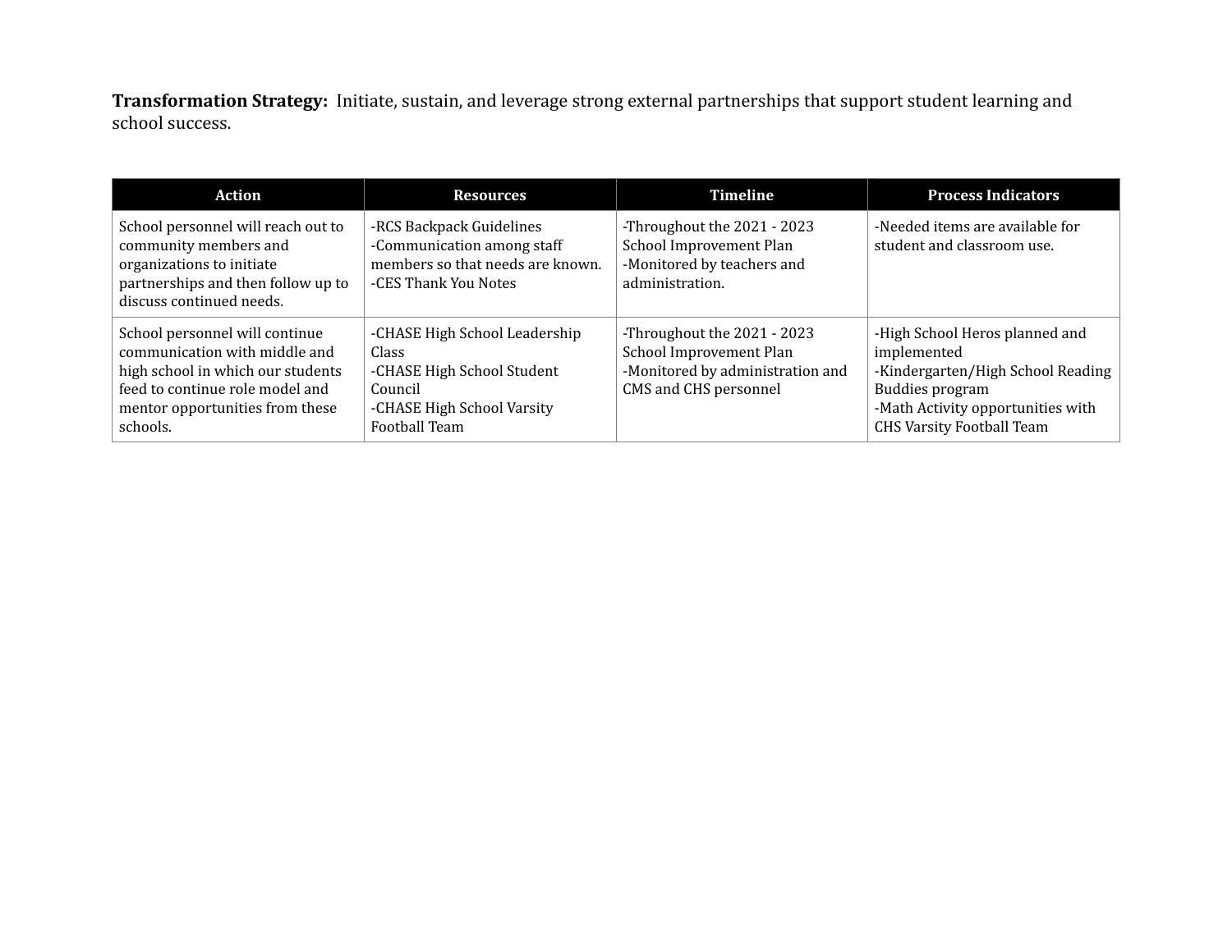**Transformation Strategy:** Initiate, sustain, and leverage strong external partnerships that support student learning and school success.

| Action | Resources | Timeline | Process Indicators |
|---|---|---|---|
| School personnel will reach out to community members and organizations to initiate partnerships and then follow up to discuss continued needs. | -RCS Backpack Guidelines<br>-Communication among staff members so that needs are known.<br>-CES Thank You Notes | -Throughout the 2021 - 2023 School Improvement Plan<br>-Monitored by teachers and administration. | -Needed items are available for student and classroom use. |
| School personnel will continue communication with middle and high school in which our students feed to continue role model and mentor opportunities from these schools. | -CHASE High School Leadership Class<br>-CHASE High School Student Council<br>-CHASE High School Varsity Football Team | -Throughout the 2021 - 2023 School Improvement Plan<br>-Monitored by administration and CMS and CHS personnel | -High School Heros planned and implemented<br>-Kindergarten/High School Reading Buddies program<br>-Math Activity opportunities with CHS Varsity Football Team |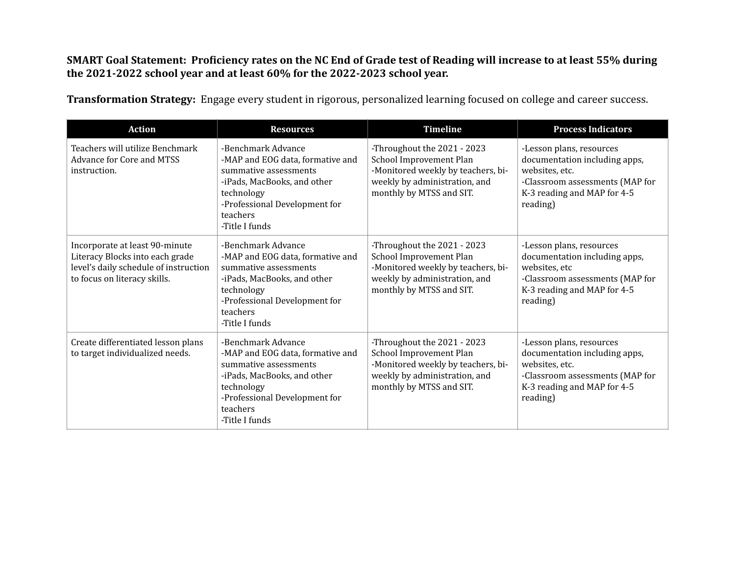**SMART Goal Statement: Proficiency rates on the NC End of Grade test of Reading will increase to at least 55% during the 2021-2022 school year and at least 60% for the 2022-2023 school year.**

**Transformation Strategy:** Engage every student in rigorous, personalized learning focused on college and career success.

| Action | Resources | Timeline | Process Indicators |
|---|---|---|---|
| Teachers will utilize Benchmark Advance for Core and MTSS instruction. | -Benchmark Advance<br>-MAP and EOG data, formative and summative assessments<br>-iPads, MacBooks, and other technology<br>-Professional Development for teachers<br>-Title I funds | -Throughout the 2021 - 2023 School Improvement Plan<br>-Monitored weekly by teachers, bi-weekly by administration, and monthly by MTSS and SIT. | -Lesson plans, resources documentation including apps, websites, etc.<br>-Classroom assessments (MAP for K-3 reading and MAP for 4-5 reading) |
| Incorporate at least 90-minute Literacy Blocks into each grade level's daily schedule of instruction to focus on literacy skills. | -Benchmark Advance<br>-MAP and EOG data, formative and summative assessments<br>-iPads, MacBooks, and other technology<br>-Professional Development for teachers<br>-Title I funds | -Throughout the 2021 - 2023 School Improvement Plan<br>-Monitored weekly by teachers, bi-weekly by administration, and monthly by MTSS and SIT. | -Lesson plans, resources documentation including apps, websites, etc<br>-Classroom assessments (MAP for K-3 reading and MAP for 4-5 reading) |
| Create differentiated lesson plans to target individualized needs. | -Benchmark Advance<br>-MAP and EOG data, formative and summative assessments<br>-iPads, MacBooks, and other technology<br>-Professional Development for teachers<br>-Title I funds | -Throughout the 2021 - 2023 School Improvement Plan<br>-Monitored weekly by teachers, bi-weekly by administration, and monthly by MTSS and SIT. | -Lesson plans, resources documentation including apps, websites, etc.<br>-Classroom assessments (MAP for K-3 reading and MAP for 4-5 reading) |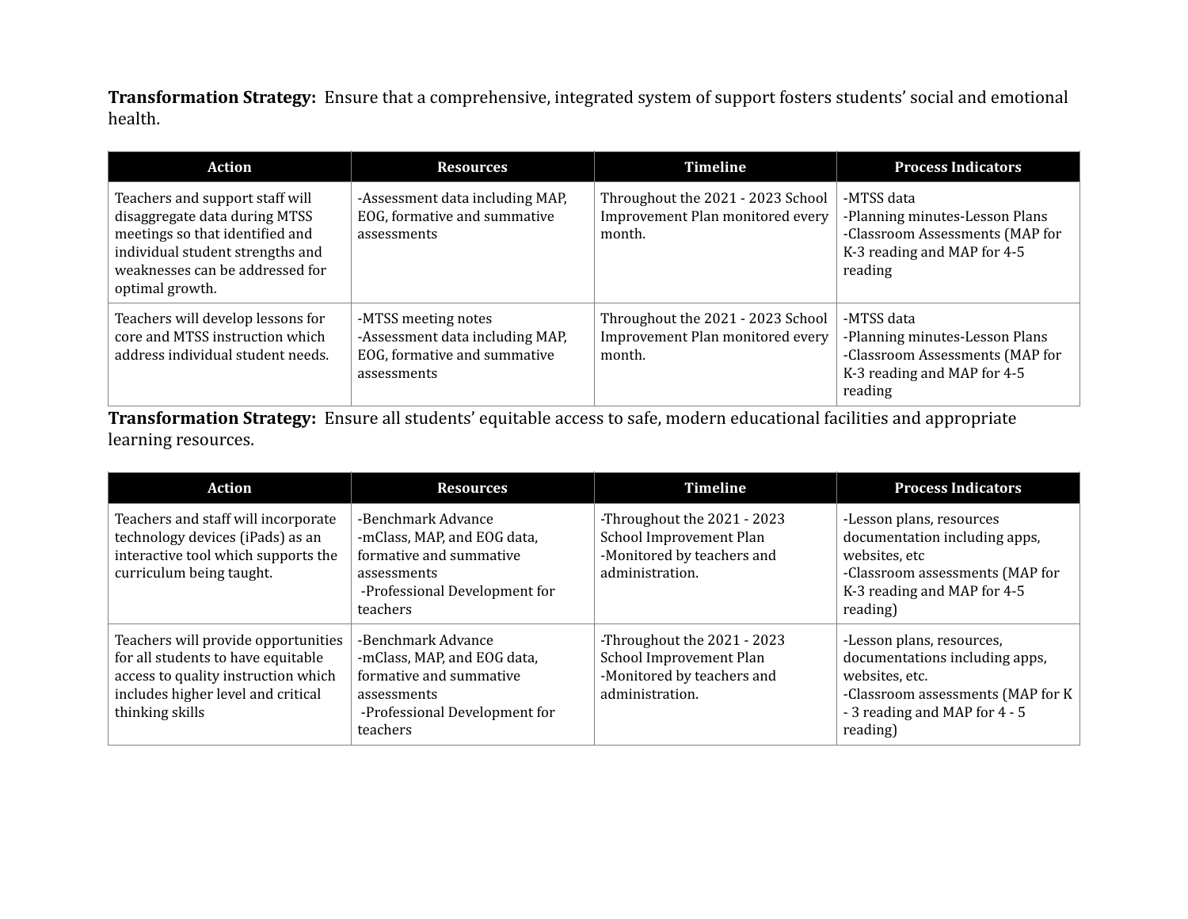**Transformation Strategy:** Ensure that a comprehensive, integrated system of support fosters students' social and emotional health.

| Action | Resources | Timeline | Process Indicators |
|---|---|---|---|
| Teachers and support staff will disaggregate data during MTSS meetings so that identified and individual student strengths and weaknesses can be addressed for optimal growth. | -Assessment data including MAP, EOG, formative and summative assessments | Throughout the 2021 - 2023 School Improvement Plan monitored every month. | -MTSS data<br>-Planning minutes-Lesson Plans<br>-Classroom Assessments (MAP for K-3 reading and MAP for 4-5 reading |
| Teachers will develop lessons for core and MTSS instruction which address individual student needs. | -MTSS meeting notes<br>-Assessment data including MAP, EOG, formative and summative assessments | Throughout the 2021 - 2023 School Improvement Plan monitored every month. | -MTSS data<br>-Planning minutes-Lesson Plans<br>-Classroom Assessments (MAP for K-3 reading and MAP for 4-5 reading |

**Transformation Strategy:** Ensure all students' equitable access to safe, modern educational facilities and appropriate learning resources.

| Action | Resources | Timeline | Process Indicators |
|---|---|---|---|
| Teachers and staff will incorporate technology devices (iPads) as an interactive tool which supports the curriculum being taught. | -Benchmark Advance<br>-mClass, MAP, and EOG data, formative and summative assessments<br>-Professional Development for teachers | -Throughout the 2021 - 2023 School Improvement Plan<br>-Monitored by teachers and administration. | -Lesson plans, resources documentation including apps, websites, etc<br>-Classroom assessments (MAP for K-3 reading and MAP for 4-5 reading) |
| Teachers will provide opportunities for all students to have equitable access to quality instruction which includes higher level and critical thinking skills | -Benchmark Advance<br>-mClass, MAP, and EOG data, formative and summative assessments<br>-Professional Development for teachers | -Throughout the 2021 - 2023 School Improvement Plan<br>-Monitored by teachers and administration. | -Lesson plans, resources, documentations including apps, websites, etc.<br>-Classroom assessments (MAP for K - 3 reading and MAP for 4 - 5 reading) |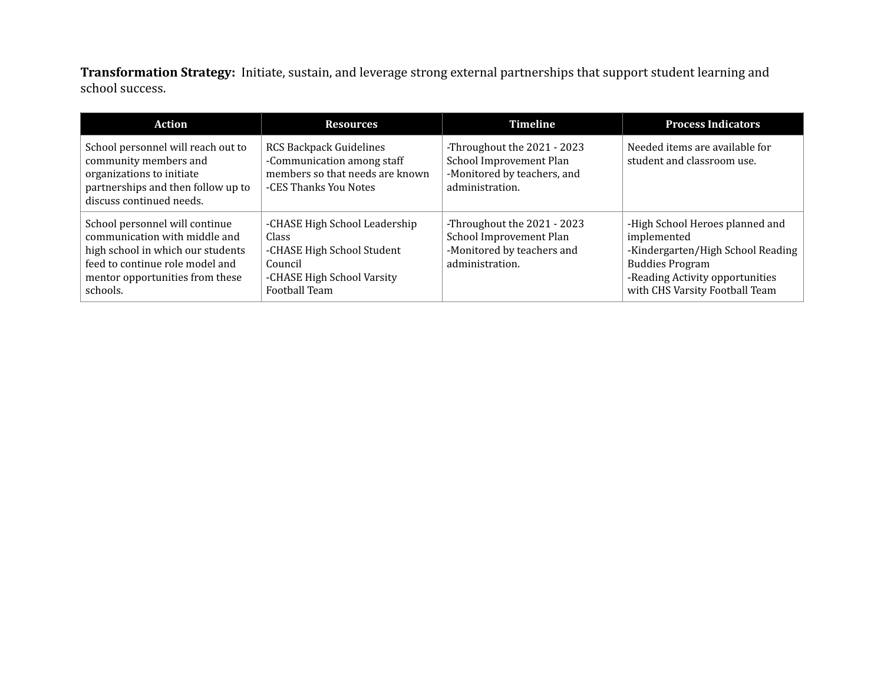**Transformation Strategy:** Initiate, sustain, and leverage strong external partnerships that support student learning and school success.

| Action | Resources | Timeline | Process Indicators |
|---|---|---|---|
| School personnel will reach out to community members and organizations to initiate partnerships and then follow up to discuss continued needs. | RCS Backpack Guidelines<br>-Communication among staff members so that needs are known<br>-CES Thanks You Notes | -Throughout the 2021 - 2023 School Improvement Plan<br>-Monitored by teachers, and administration. | Needed items are available for student and classroom use. |
| School personnel will continue communication with middle and high school in which our students feed to continue role model and mentor opportunities from these schools. | -CHASE High School Leadership Class<br>-CHASE High School Student Council<br>-CHASE High School Varsity Football Team | -Throughout the 2021 - 2023 School Improvement Plan<br>-Monitored by teachers and administration. | -High School Heroes planned and implemented<br>-Kindergarten/High School Reading Buddies Program<br>-Reading Activity opportunities with CHS Varsity Football Team |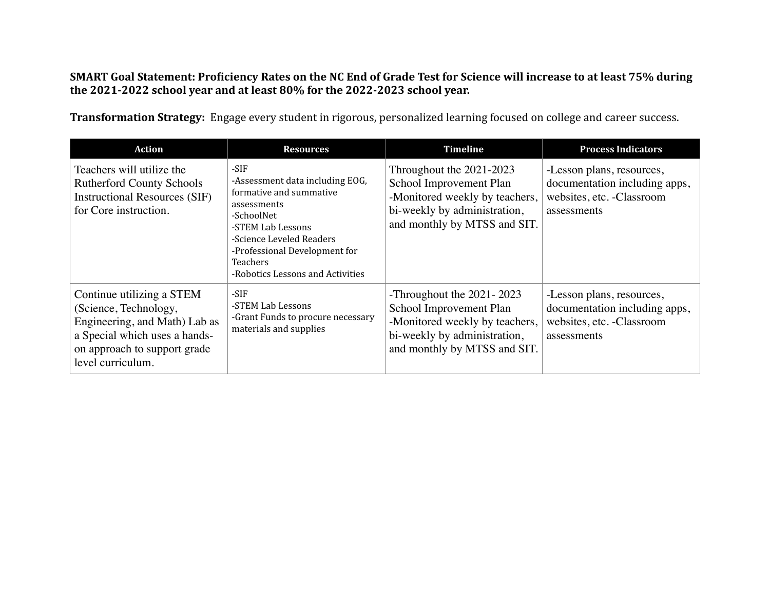**SMART Goal Statement: Proficiency Rates on the NC End of Grade Test for Science will increase to at least 75% during the 2021-2022 school year and at least 80% for the 2022-2023 school year.**

**Transformation Strategy:** Engage every student in rigorous, personalized learning focused on college and career success.

| Action | Resources | Timeline | Process Indicators |
|---|---|---|---|
| Teachers will utilize the Rutherford County Schools Instructional Resources (SIF) for Core instruction. | -SIF<br>-Assessment data including EOG, formative and summative assessments<br>-SchoolNet<br>-STEM Lab Lessons<br>-Science Leveled Readers<br>-Professional Development for Teachers<br>-Robotics Lessons and Activities | Throughout the 2021-2023 School Improvement Plan<br>-Monitored weekly by teachers, bi-weekly by administration, and monthly by MTSS and SIT. | -Lesson plans, resources, documentation including apps, websites, etc. -Classroom assessments |
| Continue utilizing a STEM (Science, Technology, Engineering, and Math) Lab as a Special which uses a hands-on approach to support grade level curriculum. | -SIF<br>-STEM Lab Lessons<br>-Grant Funds to procure necessary materials and supplies | -Throughout the 2021- 2023 School Improvement Plan<br>-Monitored weekly by teachers, bi-weekly by administration, and monthly by MTSS and SIT. | -Lesson plans, resources, documentation including apps, websites, etc. -Classroom assessments |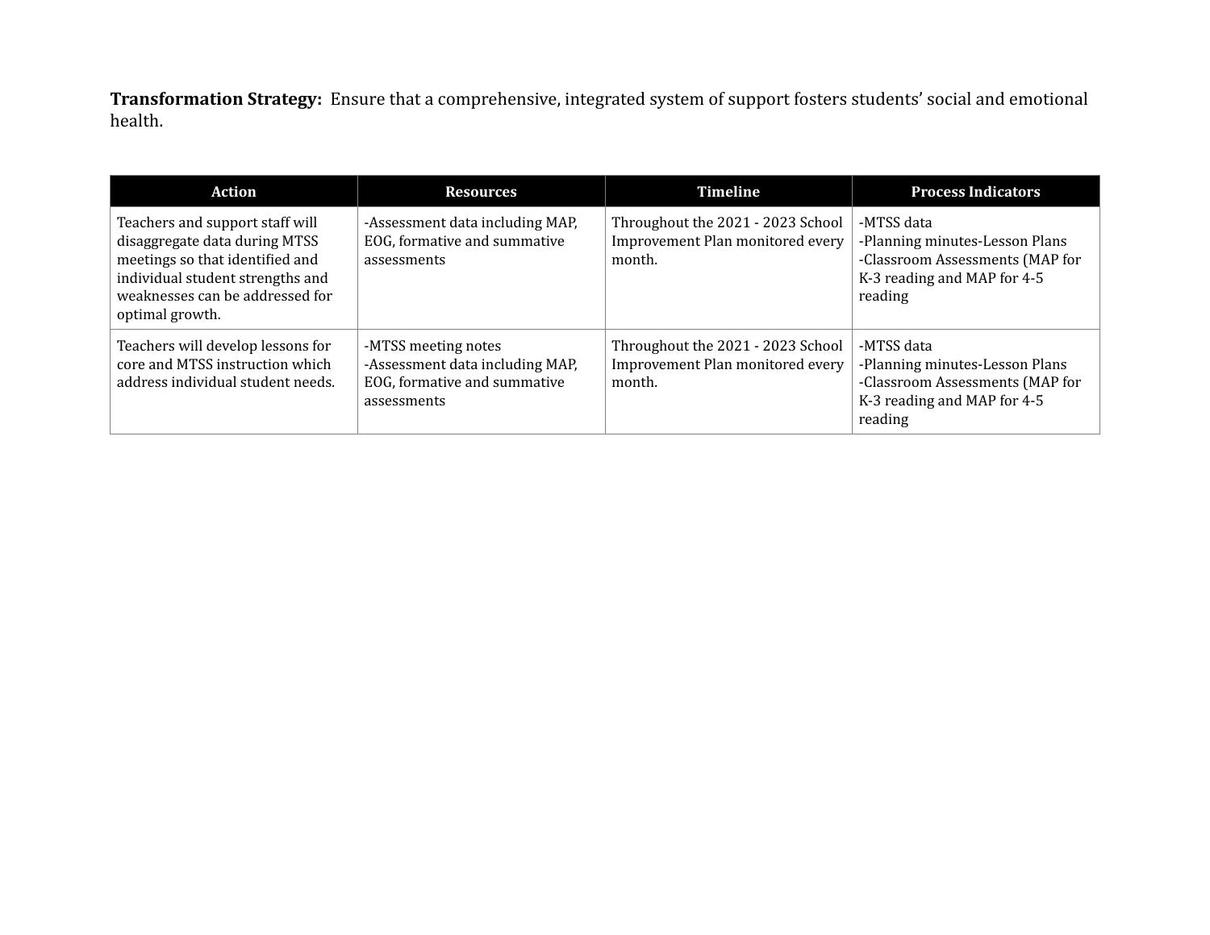**Transformation Strategy:** Ensure that a comprehensive, integrated system of support fosters students' social and emotional health.

| Action | Resources | Timeline | Process Indicators |
|---|---|---|---|
| Teachers and support staff will disaggregate data during MTSS meetings so that identified and individual student strengths and weaknesses can be addressed for optimal growth. | -Assessment data including MAP, EOG, formative and summative assessments | Throughout the 2021 - 2023 School Improvement Plan monitored every month. | -MTSS data<br>-Planning minutes-Lesson Plans<br>-Classroom Assessments (MAP for K-3 reading and MAP for 4-5 reading |
| Teachers will develop lessons for core and MTSS instruction which address individual student needs. | -MTSS meeting notes<br>-Assessment data including MAP, EOG, formative and summative assessments | Throughout the 2021 - 2023 School Improvement Plan monitored every month. | -MTSS data<br>-Planning minutes-Lesson Plans<br>-Classroom Assessments (MAP for K-3 reading and MAP for 4-5 reading |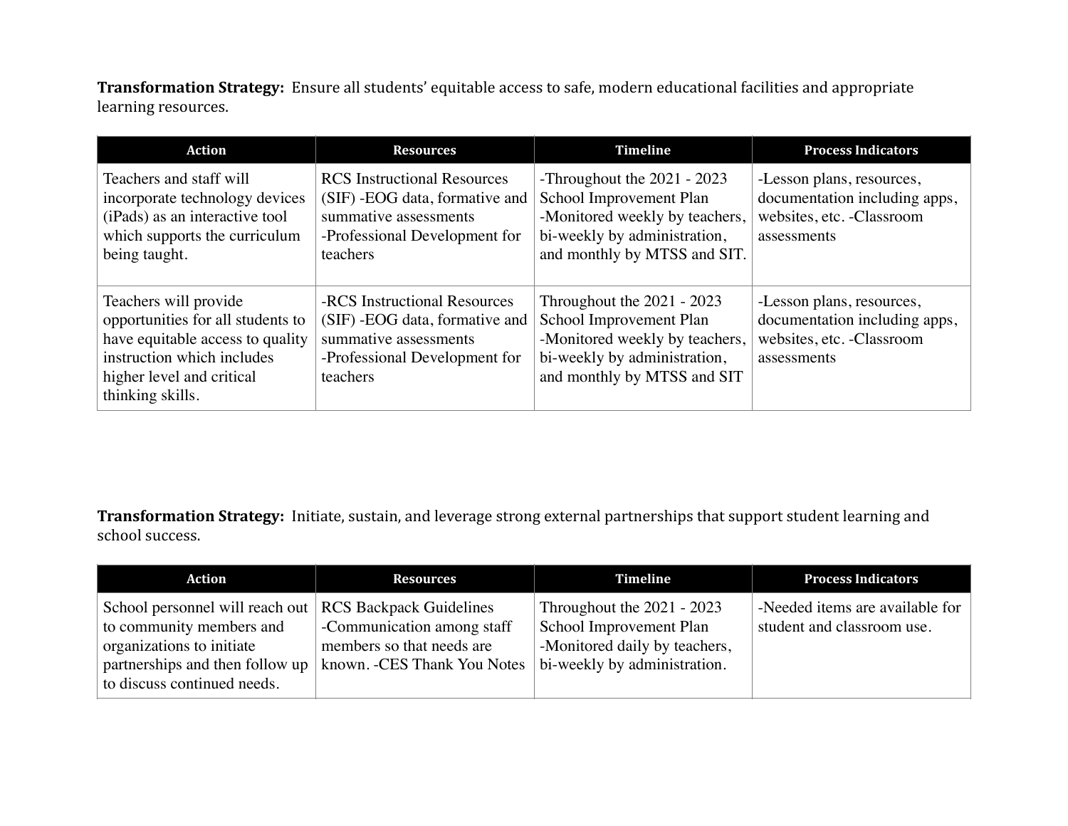**Transformation Strategy:** Ensure all students' equitable access to safe, modern educational facilities and appropriate learning resources.

| Action | Resources | Timeline | Process Indicators |
| --- | --- | --- | --- |
| Teachers and staff will incorporate technology devices (iPads) as an interactive tool which supports the curriculum being taught. | RCS Instructional Resources (SIF) -EOG data, formative and summative assessments -Professional Development for teachers | -Throughout the 2021 - 2023 School Improvement Plan -Monitored weekly by teachers, bi-weekly by administration, and monthly by MTSS and SIT. | -Lesson plans, resources, documentation including apps, websites, etc. -Classroom assessments |
| Teachers will provide opportunities for all students to have equitable access to quality instruction which includes higher level and critical thinking skills. | -RCS Instructional Resources (SIF) -EOG data, formative and summative assessments -Professional Development for teachers | Throughout the 2021 - 2023 School Improvement Plan -Monitored weekly by teachers, bi-weekly by administration, and monthly by MTSS and SIT | -Lesson plans, resources, documentation including apps, websites, etc. -Classroom assessments |

**Transformation Strategy:** Initiate, sustain, and leverage strong external partnerships that support student learning and school success.

| Action | Resources | Timeline | Process Indicators |
| --- | --- | --- | --- |
| School personnel will reach out to community members and organizations to initiate partnerships and then follow up to discuss continued needs. | RCS Backpack Guidelines -Communication among staff members so that needs are known. -CES Thank You Notes | Throughout the 2021 - 2023 School Improvement Plan -Monitored daily by teachers, bi-weekly by administration. | -Needed items are available for student and classroom use. |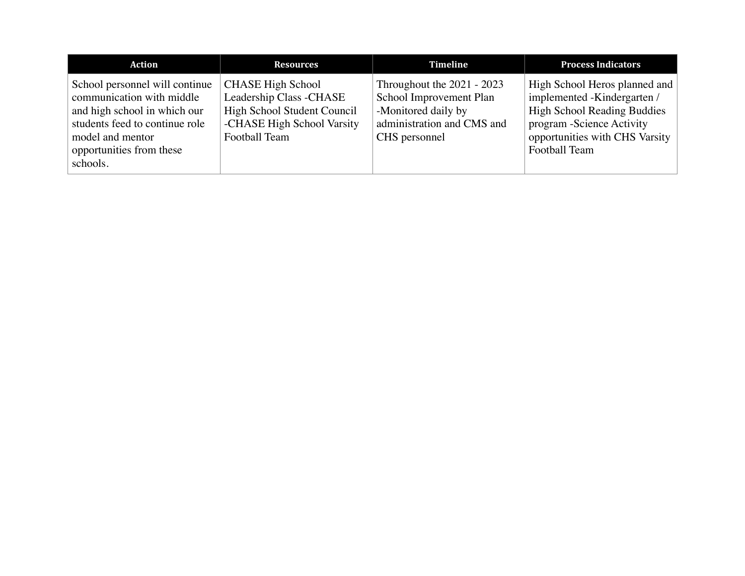| Action | Resources | Timeline | Process Indicators |
|---|---|---|---|
| School personnel will continue communication with middle and high school in which our students feed to continue role model and mentor opportunities from these schools. | CHASE High School Leadership Class -CHASE High School Student Council -CHASE High School Varsity Football Team | Throughout the 2021 - 2023 School Improvement Plan -Monitored daily by administration and CMS and CHS personnel | High School Heros planned and implemented -Kindergarten / High School Reading Buddies program -Science Activity opportunities with CHS Varsity Football Team |